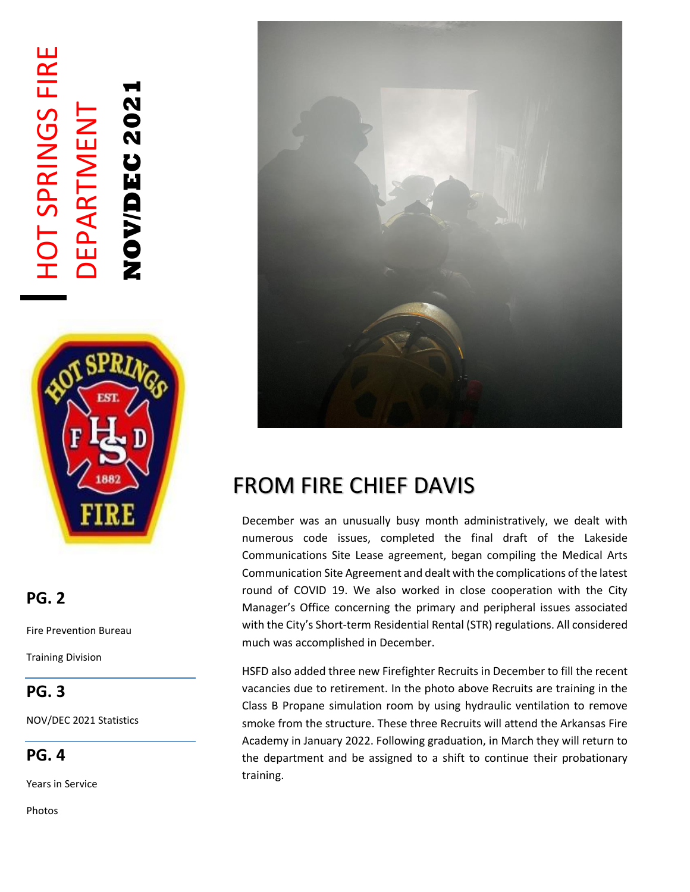# HOT SPRINGS FIRE DEPARTMENT

## NOV/DEC 2021

**PG. 2**

Fire Prevention Bureau

Training Division

**PG. 3**

NOV/DEC 2021 Statistics

**PG. 4**

Years in Service

Photos

## FROM FIRE CHIEF DAVIS

December was an unusually busy month administratively, we dealt with numerous code issues, completed the final draft of the Lakeside Communications Site Lease agreement, began compiling the Medical Arts Communication Site Agreement and dealt with the complications of the latest round of COVID 19. We also worked in close cooperation with the City Manager's Office concerning the primary and peripheral issues associated with the City's Short-term Residential Rental (STR) regulations. All considered much was accomplished in December.

HSFD also added three new Firefighter Recruits in December to fill the recent vacancies due to retirement. In the photo above Recruits are training in the Class B Propane simulation room by using hydraulic ventilation to remove smoke from the structure. These three Recruits will attend the Arkansas Fire Academy in January 2022. Following graduation, in March they will return to the department and be assigned to a shift to continue their probationary training.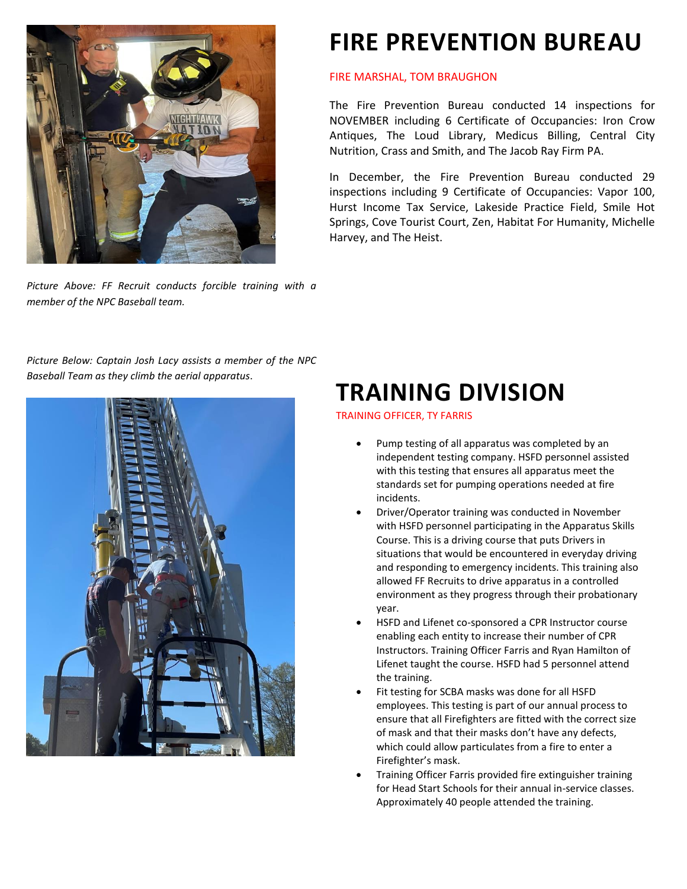Picture Above: *FF Recruit conducts forcible training with a member of the NPC Baseball team.*

Picture Below: *Captain Josh Lacy assists a member of the NPC Baseball Team as they climb the aerial apparatus.*

# FIRE PREVENTION BUREAU

FIRE MARSHAL, TOM BRAUGHON

The Fire Prevention Bureau conducted 14 inspections for NOVEMBER including 6 Certificate of Occupancies: Iron Crow Antiques, The Loud Library, Medicus Billing, Central City Nutrition, Crass and Smith, and The Jacob Ray Firm PA.

In December, the Fire Prevention Bureau conducted 29 inspections including 9 Certificate of Occupancies: Vapor 100, Hurst Income Tax Service, Lakeside Practice Field, Smile Hot Springs, Cove Tourist Court, Zen, Habitat For Humanity, Michelle Harvey, and The Heist.

# TRAINING DIVISION

TRAINING OFFICER, TY FARRIS

- Pump testing of all apparatus was completed by an independent testing company. HSFD personnel assisted with this testing that ensures all apparatus meet the standards set for pumping operations needed at fire incidents.
- Driver/Operator training was conducted in November with HSFD personnel participating in the Apparatus Skills Course. This is a driving course that puts Drivers in situations that would be encountered in everyday driving and responding to emergency incidents. This training also allowed FF Recruits to drive apparatus in a controlled environment as they progress through their probationary year.
- HSFD and Lifenet co-sponsored a CPR Instructor course enabling each entity to increase their number of CPR Instructors. Training Officer Farris and Ryan Hamilton of Lifenet taught the course. HSFD had 5 personnel attend the training.
- Fit testing for SCBA masks was done for all HSFD employees. This testing is part of our annual process to ensure that all Firefighters are fitted with the correct size of mask and that their masks don't have any defects, which could allow particulates from a fire to enter a Firefighter's mask.
- Training Officer Farris provided fire extinguisher training for Head Start Schools for their annual in-service classes. Approximately 40 people attended the training.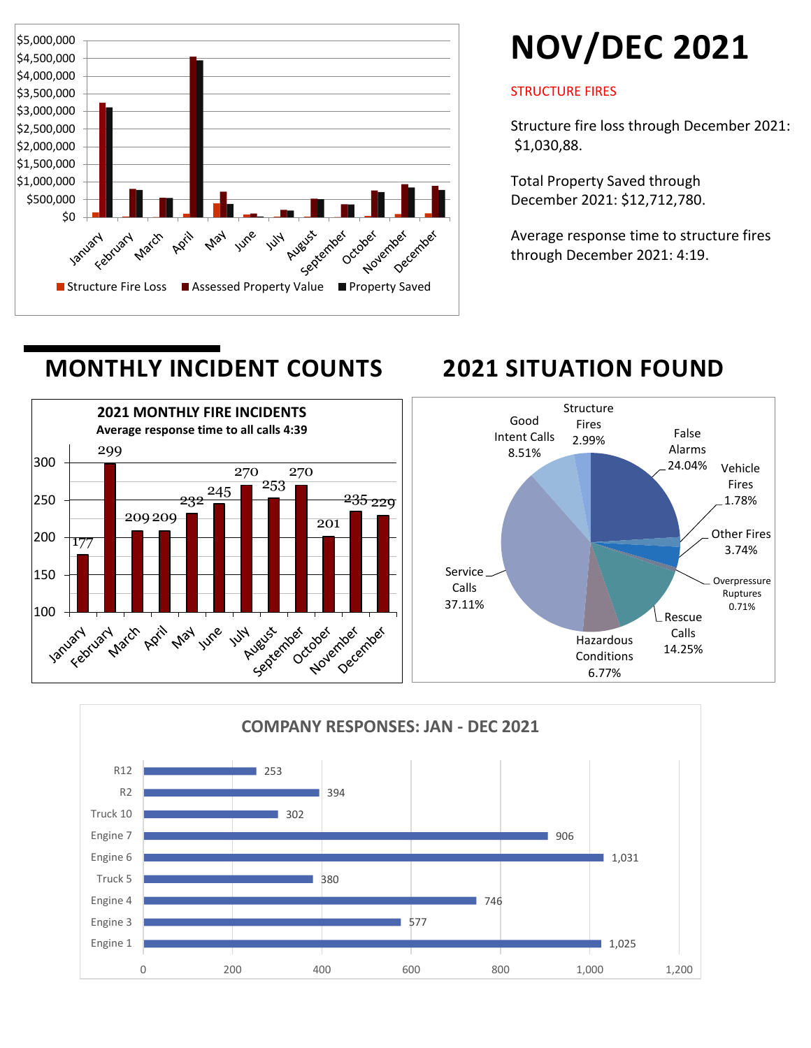# NOV/DEC 2021

STRUCTURE FIRES

Structure fire loss through December 2021: $1,030,88.

Total Property Saved through December 2021: $12,712,780.

Average response time to structure fires through December 2021: 4:19.

## MONTHLY INCIDENT COUNTS

**2021 MONTHLY FIRE INCIDENTS**

**Average response time to all calls 4:39**

| Month | Incidents |
|---|---|
| January | 177 |
| February | 299 |
| March | 209 |
| April | 209 |
| May | 232 |
| June | 245 |
| July | 270 |
| August | 253 |
| September | 270 |
| October | 201 |
| November | 235 |
| December | 229 |

## 2021 SITUATION FOUND

| Situation | Percent |
|---|---|
| False Alarms | 24.04% |
| Vehicle Fires | 1.78% |
| Other Fires | 3.74% |
| Overpressure Ruptures | 0.71% |
| Rescue Calls | 14.25% |
| Hazardous Conditions | 6.77% |
| Service Calls | 37.11% |
| Good Intent Calls | 8.51% |
| Structure Fires | 2.99% |

**COMPANY RESPONSES: JAN - DEC 2021**

| Company | Responses |
|---|---|
| R12 | 253 |
| R2 | 394 |
| Truck 10 | 302 |
| Engine 7 | 906 |
| Engine 6 | 1,031 |
| Truck 5 | 380 |
| Engine 4 | 746 |
| Engine 3 | 577 |
| Engine 1 | 1,025 |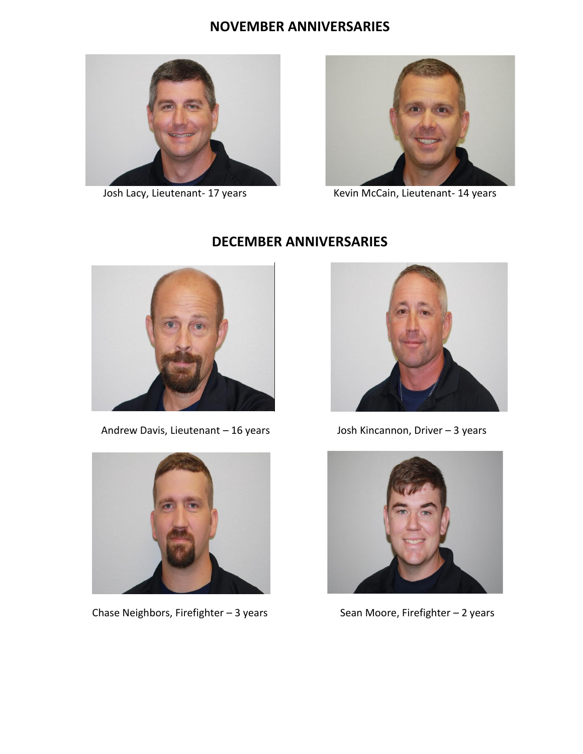## NOVEMBER ANNIVERSARIES

Josh Lacy, Lieutenant- 17 years

Kevin McCain, Lieutenant- 14 years

## DECEMBER ANNIVERSARIES

Andrew Davis, Lieutenant – 16 years

Josh Kincannon, Driver – 3 years

Chase Neighbors, Firefighter – 3 years

Sean Moore, Firefighter – 2 years